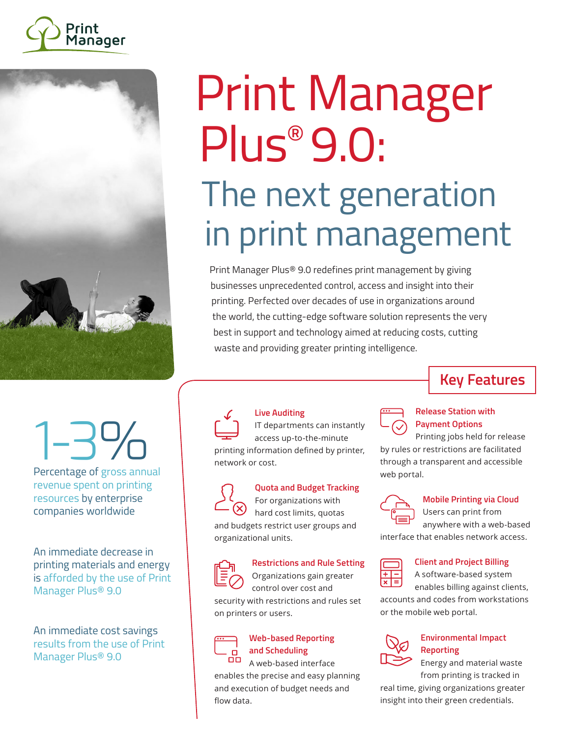Print Manager

# Print Manager Plus® 9.0:

## The next generation in print management

Print Manager Plus® 9.0 redefines print management by giving businesses unprecedented control, access and insight into their printing. Perfected over decades of use in organizations around the world, the cutting-edge software solution represents the very best in support and technology aimed at reducing costs, cutting waste and providing greater printing intelligence.

1-3%

Percentage of gross annual revenue spent on printing resources by enterprise companies worldwide

An immediate decrease in printing materials and energy is afforded by the use of Print Manager Plus® 9.0

An immediate cost savings results from the use of Print Manager Plus® 9.0

## Key Features

### Live Auditing

IT departments can instantly access up-to-the-minute printing information defined by printer, network or cost.

### Quota and Budget Tracking

For organizations with hard cost limits, quotas and budgets restrict user groups and organizational units.

### Restrictions and Rule Setting

Organizations gain greater control over cost and security with restrictions and rules set on printers or users.

### Web-based Reporting and Scheduling

A web-based interface enables the precise and easy planning and execution of budget needs and flow data.

### Release Station with Payment Options

Printing jobs held for release by rules or restrictions are facilitated through a transparent and accessible web portal.

### Mobile Printing via Cloud

Users can print from anywhere with a web-based interface that enables network access.

### Client and Project Billing

A software-based system enables billing against clients, accounts and codes from workstations or the mobile web portal.

### Environmental Impact Reporting

Energy and material waste from printing is tracked in real time, giving organizations greater insight into their green credentials.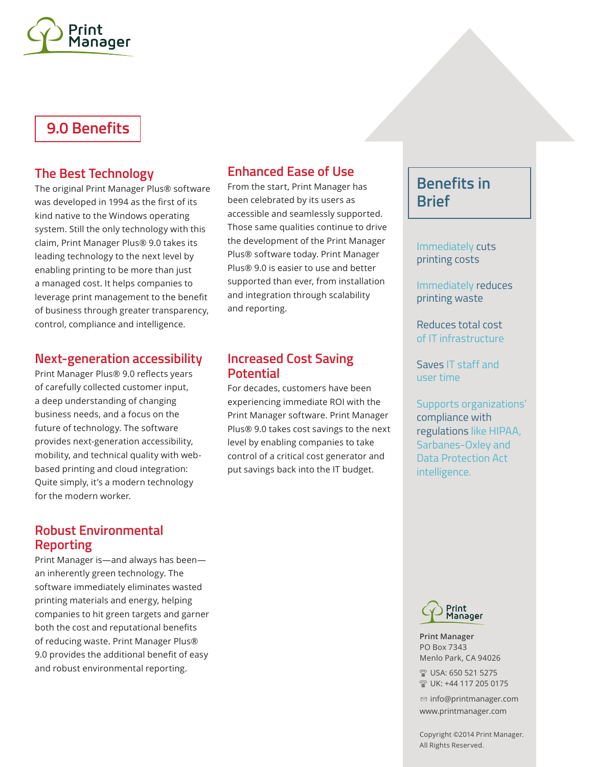Print Manager

# 9.0 Benefits

## The Best Technology

The original Print Manager Plus® software was developed in 1994 as the first of its kind native to the Windows operating system. Still the only technology with this claim, Print Manager Plus® 9.0 takes its leading technology to the next level by enabling printing to be more than just a managed cost. It helps companies to leverage print management to the benefit of business through greater transparency, control, compliance and intelligence.

## Next-generation accessibility

Print Manager Plus® 9.0 reflects years of carefully collected customer input, a deep understanding of changing business needs, and a focus on the future of technology. The software provides next-generation accessibility, mobility, and technical quality with web-based printing and cloud integration: Quite simply, it's a modern technology for the modern worker.

## Robust Environmental Reporting

Print Manager is—and always has been—an inherently green technology. The software immediately eliminates wasted printing materials and energy, helping companies to hit green targets and garner both the cost and reputational benefits of reducing waste. Print Manager Plus® 9.0 provides the additional benefit of easy and robust environmental reporting.

## Enhanced Ease of Use

From the start, Print Manager has been celebrated by its users as accessible and seamlessly supported. Those same qualities continue to drive the development of the Print Manager Plus® software today. Print Manager Plus® 9.0 is easier to use and better supported than ever, from installation and integration through scalability and reporting.

## Increased Cost Saving Potential

For decades, customers have been experiencing immediate ROI with the Print Manager software. Print Manager Plus® 9.0 takes cost savings to the next level by enabling companies to take control of a critical cost generator and put savings back into the IT budget.

## Benefits in Brief

Immediately cuts printing costs

Immediately reduces printing waste

Reduces total cost of IT infrastructure

Saves IT staff and user time

Supports organizations' compliance with regulations like HIPAA, Sarbanes-Oxley and Data Protection Act intelligence.

Print Manager

**Print Manager**
PO Box 7343
Menlo Park, CA 94026

USA: 650 521 5275
UK: +44 117 205 0175

info@printmanager.com
www.printmanager.com

Copyright ©2014 Print Manager. All Rights Reserved.